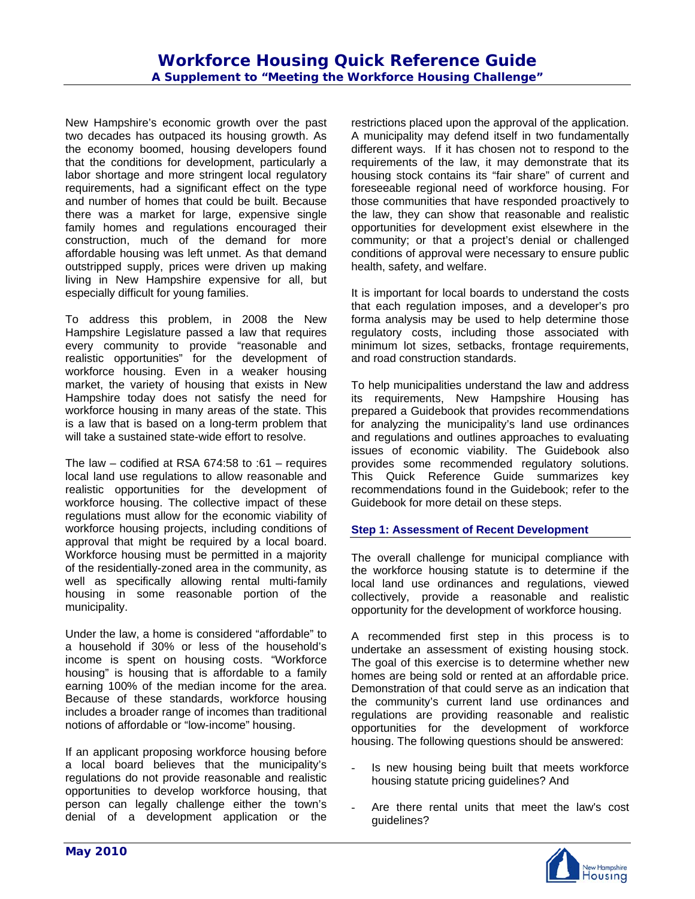# Workforce Housing Quick Reference Guide

**A Supplement to "Meeting the Workforce Housing Challenge"**

New Hampshire's economic growth over the past two decades has outpaced its housing growth. As the economy boomed, housing developers found that the conditions for development, particularly a labor shortage and more stringent local regulatory requirements, had a significant effect on the type and number of homes that could be built. Because there was a market for large, expensive single family homes and regulations encouraged their construction, much of the demand for more affordable housing was left unmet. As that demand outstripped supply, prices were driven up making living in New Hampshire expensive for all, but especially difficult for young families.

To address this problem, in 2008 the New Hampshire Legislature passed a law that requires every community to provide "reasonable and realistic opportunities" for the development of workforce housing. Even in a weaker housing market, the variety of housing that exists in New Hampshire today does not satisfy the need for workforce housing in many areas of the state. This is a law that is based on a long-term problem that will take a sustained state-wide effort to resolve.

The law – codified at RSA 674:58 to :61 – requires local land use regulations to allow reasonable and realistic opportunities for the development of workforce housing. The collective impact of these regulations must allow for the economic viability of workforce housing projects, including conditions of approval that might be required by a local board. Workforce housing must be permitted in a majority of the residentially-zoned area in the community, as well as specifically allowing rental multi-family housing in some reasonable portion of the municipality.

Under the law, a home is considered "affordable" to a household if 30% or less of the household's income is spent on housing costs. "Workforce housing" is housing that is affordable to a family earning 100% of the median income for the area. Because of these standards, workforce housing includes a broader range of incomes than traditional notions of affordable or "low-income" housing.

If an applicant proposing workforce housing before a local board believes that the municipality's regulations do not provide reasonable and realistic opportunities to develop workforce housing, that person can legally challenge either the town's denial of a development application or the restrictions placed upon the approval of the application. A municipality may defend itself in two fundamentally different ways. If it has chosen not to respond to the requirements of the law, it may demonstrate that its housing stock contains its "fair share" of current and foreseeable regional need of workforce housing. For those communities that have responded proactively to the law, they can show that reasonable and realistic opportunities for development exist elsewhere in the community; or that a project's denial or challenged conditions of approval were necessary to ensure public health, safety, and welfare.

It is important for local boards to understand the costs that each regulation imposes, and a developer's pro forma analysis may be used to help determine those regulatory costs, including those associated with minimum lot sizes, setbacks, frontage requirements, and road construction standards.

To help municipalities understand the law and address its requirements, New Hampshire Housing has prepared a Guidebook that provides recommendations for analyzing the municipality's land use ordinances and regulations and outlines approaches to evaluating issues of economic viability. The Guidebook also provides some recommended regulatory solutions. This Quick Reference Guide summarizes key recommendations found in the Guidebook; refer to the Guidebook for more detail on these steps.

## Step 1: Assessment of Recent Development

The overall challenge for municipal compliance with the workforce housing statute is to determine if the local land use ordinances and regulations, viewed collectively, provide a reasonable and realistic opportunity for the development of workforce housing.

A recommended first step in this process is to undertake an assessment of existing housing stock. The goal of this exercise is to determine whether new homes are being sold or rented at an affordable price. Demonstration of that could serve as an indication that the community's current land use ordinances and regulations are providing reasonable and realistic opportunities for the development of workforce housing. The following questions should be answered:

- Is new housing being built that meets workforce housing statute pricing guidelines? And
- Are there rental units that meet the law's cost guidelines?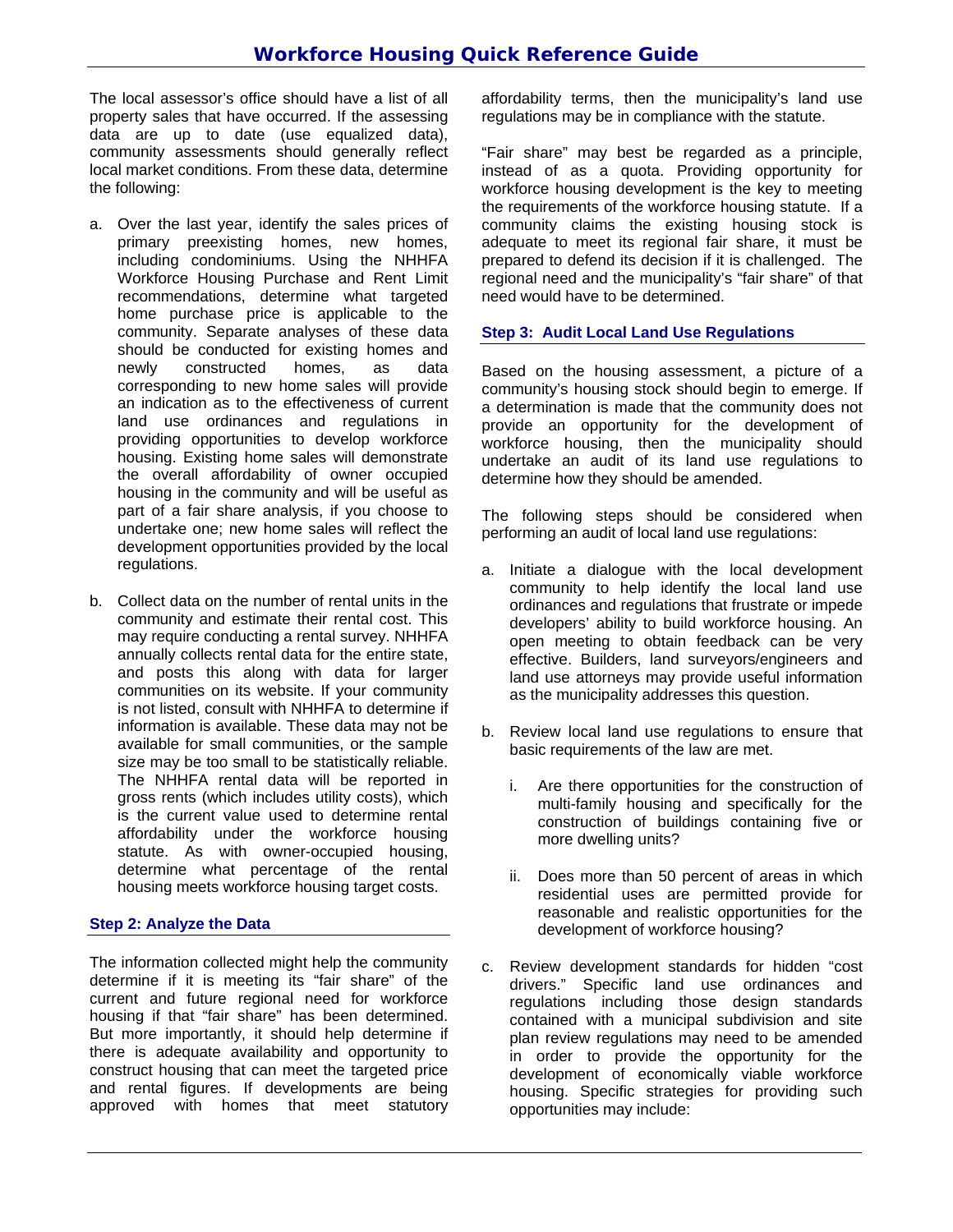The local assessor's office should have a list of all property sales that have occurred. If the assessing data are up to date (use equalized data), community assessments should generally reflect local market conditions. From these data, determine the following:

a. Over the last year, identify the sales prices of primary preexisting homes, new homes, including condominiums. Using the NHHFA Workforce Housing Purchase and Rent Limit recommendations, determine what targeted home purchase price is applicable to the community. Separate analyses of these data should be conducted for existing homes and newly constructed homes, as data corresponding to new home sales will provide an indication as to the effectiveness of current land use ordinances and regulations in providing opportunities to develop workforce housing. Existing home sales will demonstrate the overall affordability of owner occupied housing in the community and will be useful as part of a fair share analysis, if you choose to undertake one; new home sales will reflect the development opportunities provided by the local regulations.

b. Collect data on the number of rental units in the community and estimate their rental cost. This may require conducting a rental survey. NHHFA annually collects rental data for the entire state, and posts this along with data for larger communities on its website. If your community is not listed, consult with NHHFA to determine if information is available. These data may not be available for small communities, or the sample size may be too small to be statistically reliable. The NHHFA rental data will be reported in gross rents (which includes utility costs), which is the current value used to determine rental affordability under the workforce housing statute. As with owner-occupied housing, determine what percentage of the rental housing meets workforce housing target costs.

### Step 2: Analyze the Data

The information collected might help the community determine if it is meeting its "fair share" of the current and future regional need for workforce housing if that "fair share" has been determined. But more importantly, it should help determine if there is adequate availability and opportunity to construct housing that can meet the targeted price and rental figures. If developments are being approved with homes that meet statutory affordability terms, then the municipality's land use regulations may be in compliance with the statute.

"Fair share" may best be regarded as a principle, instead of as a quota. Providing opportunity for workforce housing development is the key to meeting the requirements of the workforce housing statute. If a community claims the existing housing stock is adequate to meet its regional fair share, it must be prepared to defend its decision if it is challenged. The regional need and the municipality's "fair share" of that need would have to be determined.

### Step 3: Audit Local Land Use Regulations

Based on the housing assessment, a picture of a community's housing stock should begin to emerge. If a determination is made that the community does not provide an opportunity for the development of workforce housing, then the municipality should undertake an audit of its land use regulations to determine how they should be amended.

The following steps should be considered when performing an audit of local land use regulations:

a. Initiate a dialogue with the local development community to help identify the local land use ordinances and regulations that frustrate or impede developers' ability to build workforce housing. An open meeting to obtain feedback can be very effective. Builders, land surveyors/engineers and land use attorneys may provide useful information as the municipality addresses this question.

b. Review local land use regulations to ensure that basic requirements of the law are met.

   i. Are there opportunities for the construction of multi-family housing and specifically for the construction of buildings containing five or more dwelling units?

   ii. Does more than 50 percent of areas in which residential uses are permitted provide for reasonable and realistic opportunities for the development of workforce housing?

c. Review development standards for hidden "cost drivers." Specific land use ordinances and regulations including those design standards contained with a municipal subdivision and site plan review regulations may need to be amended in order to provide the opportunity for the development of economically viable workforce housing. Specific strategies for providing such opportunities may include: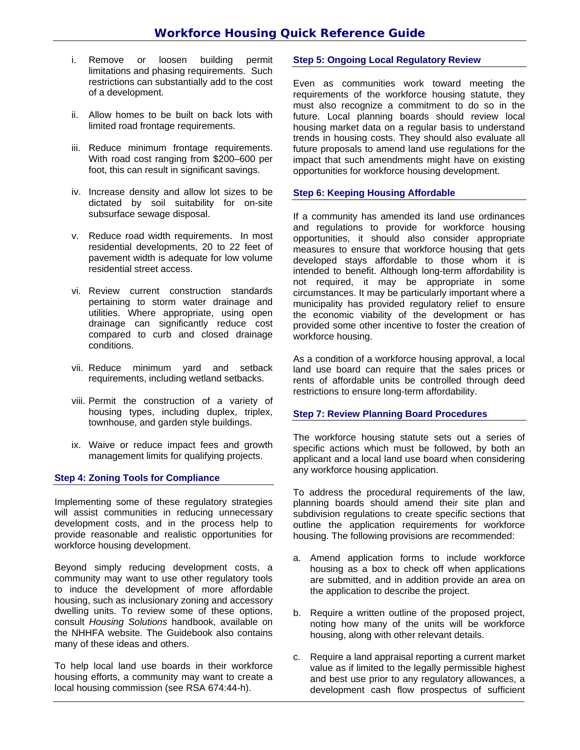i. Remove or loosen building permit limitations and phasing requirements. Such restrictions can substantially add to the cost of a development.

ii. Allow homes to be built on back lots with limited road frontage requirements.

iii. Reduce minimum frontage requirements. With road cost ranging from $200–600 per foot, this can result in significant savings.

iv. Increase density and allow lot sizes to be dictated by soil suitability for on-site subsurface sewage disposal.

v. Reduce road width requirements. In most residential developments, 20 to 22 feet of pavement width is adequate for low volume residential street access.

vi. Review current construction standards pertaining to storm water drainage and utilities. Where appropriate, using open drainage can significantly reduce cost compared to curb and closed drainage conditions.

vii. Reduce minimum yard and setback requirements, including wetland setbacks.

viii. Permit the construction of a variety of housing types, including duplex, triplex, townhouse, and garden style buildings.

ix. Waive or reduce impact fees and growth management limits for qualifying projects.

### Step 4: Zoning Tools for Compliance

Implementing some of these regulatory strategies will assist communities in reducing unnecessary development costs, and in the process help to provide reasonable and realistic opportunities for workforce housing development.

Beyond simply reducing development costs, a community may want to use other regulatory tools to induce the development of more affordable housing, such as inclusionary zoning and accessory dwelling units. To review some of these options, consult *Housing Solutions* handbook, available on the NHHFA website. The Guidebook also contains many of these ideas and others.

To help local land use boards in their workforce housing efforts, a community may want to create a local housing commission (see RSA 674:44-h).

### Step 5: Ongoing Local Regulatory Review

Even as communities work toward meeting the requirements of the workforce housing statute, they must also recognize a commitment to do so in the future. Local planning boards should review local housing market data on a regular basis to understand trends in housing costs. They should also evaluate all future proposals to amend land use regulations for the impact that such amendments might have on existing opportunities for workforce housing development.

### Step 6: Keeping Housing Affordable

If a community has amended its land use ordinances and regulations to provide for workforce housing opportunities, it should also consider appropriate measures to ensure that workforce housing that gets developed stays affordable to those whom it is intended to benefit. Although long-term affordability is not required, it may be appropriate in some circumstances. It may be particularly important where a municipality has provided regulatory relief to ensure the economic viability of the development or has provided some other incentive to foster the creation of workforce housing.

As a condition of a workforce housing approval, a local land use board can require that the sales prices or rents of affordable units be controlled through deed restrictions to ensure long-term affordability.

### Step 7: Review Planning Board Procedures

The workforce housing statute sets out a series of specific actions which must be followed, by both an applicant and a local land use board when considering any workforce housing application.

To address the procedural requirements of the law, planning boards should amend their site plan and subdivision regulations to create specific sections that outline the application requirements for workforce housing. The following provisions are recommended:

a. Amend application forms to include workforce housing as a box to check off when applications are submitted, and in addition provide an area on the application to describe the project.

b. Require a written outline of the proposed project, noting how many of the units will be workforce housing, along with other relevant details.

c. Require a land appraisal reporting a current market value as if limited to the legally permissible highest and best use prior to any regulatory allowances, a development cash flow prospectus of sufficient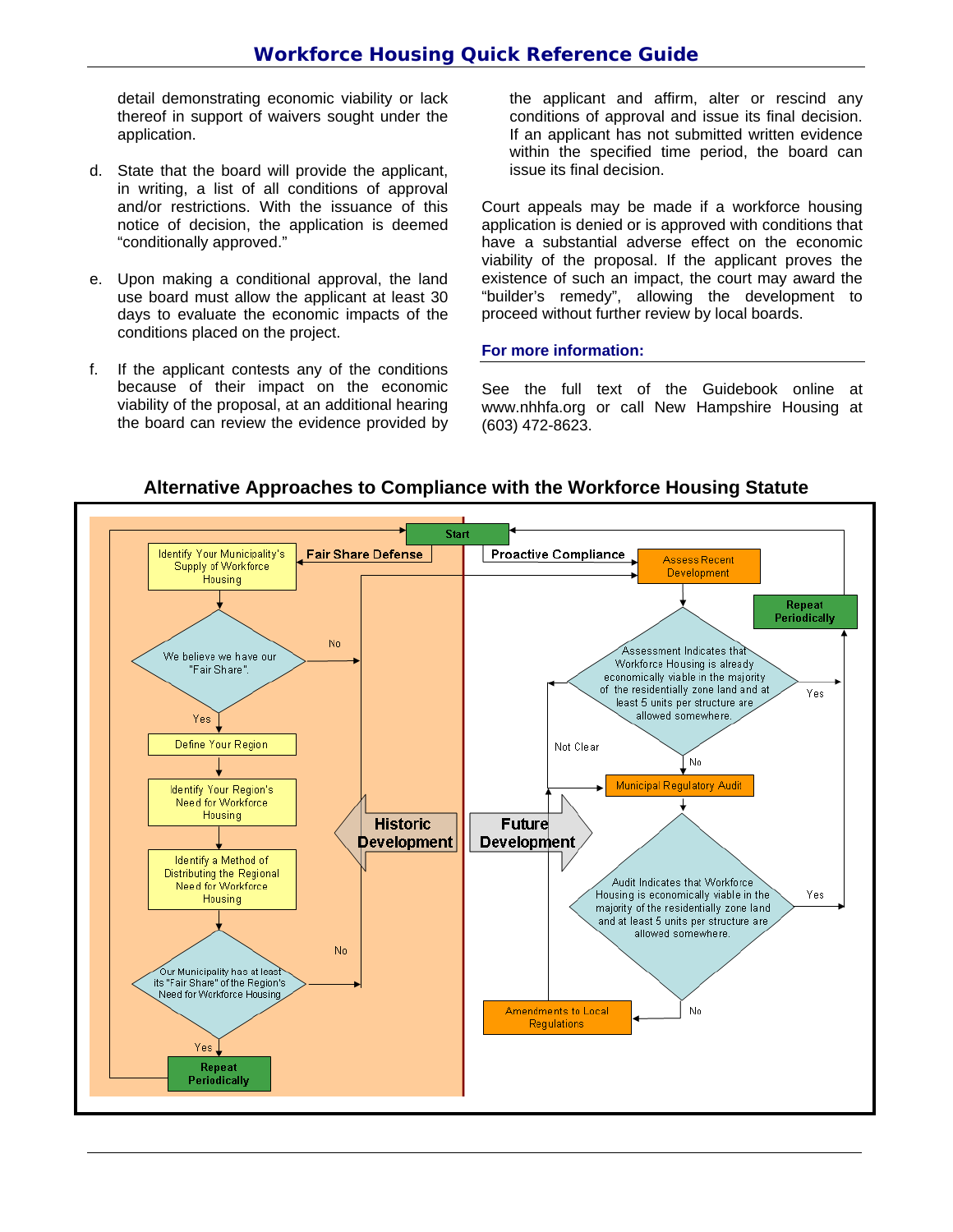detail demonstrating economic viability or lack thereof in support of waivers sought under the application.

d. State that the board will provide the applicant, in writing, a list of all conditions of approval and/or restrictions. With the issuance of this notice of decision, the application is deemed "conditionally approved."

e. Upon making a conditional approval, the land use board must allow the applicant at least 30 days to evaluate the economic impacts of the conditions placed on the project.

f. If the applicant contests any of the conditions because of their impact on the economic viability of the proposal, at an additional hearing the board can review the evidence provided by the applicant and affirm, alter or rescind any conditions of approval and issue its final decision. If an applicant has not submitted written evidence within the specified time period, the board can issue its final decision.

Court appeals may be made if a workforce housing application is denied or is approved with conditions that have a substantial adverse effect on the economic viability of the proposal. If the applicant proves the existence of such an impact, the court may award the "builder's remedy", allowing the development to proceed without further review by local boards.

### For more information:

See the full text of the Guidebook online at www.nhhfa.org or call New Hampshire Housing at (603) 472-8623.

## Alternative Approaches to Compliance with the Workforce Housing Statute

Start

Fair Share Defense

Identify Your Municipality's Supply of Workforce Housing

We believe we have our "Fair Share".

No

Yes

Define Your Region

Identify Your Region's Need for Workforce Housing

Identify a Method of Distributing the Regional Need for Workforce Housing

Our Municipality has at least its "Fair Share" of the Region's Need for Workforce Housing

No

Yes

Repeat Periodically

Historic Development

Future Development

Proactive Compliance

Assess Recent Development

Repeat Periodically

Assessment Indicates that Workforce Housing is already economically viable in the majority of the residentially zone land and at least 5 units per structure are allowed somewhere.

Yes

Not Clear

No

Municipal Regulatory Audit

Audit Indicates that Workforce Housing is economically viable in the majority of the residentially zone land and at least 5 units per structure are allowed somewhere.

Yes

No

Amendments to Local Regulations